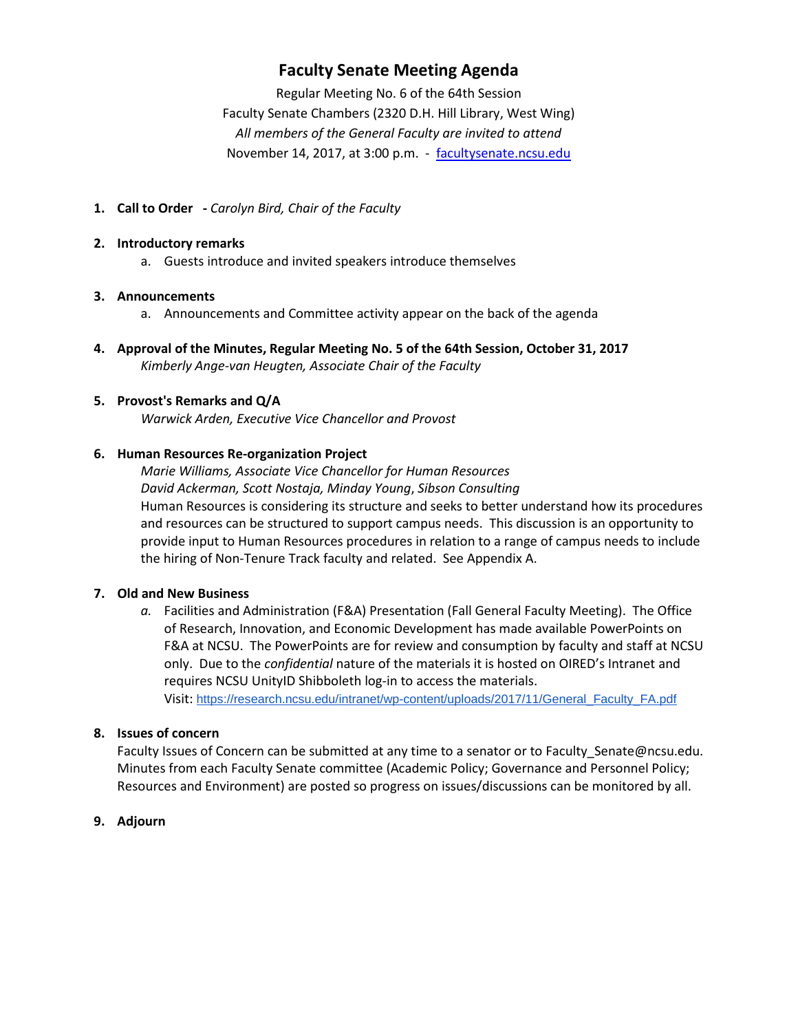# Faculty Senate Meeting Agenda

Regular Meeting No. 6 of the 64th Session
Faculty Senate Chambers (2320 D.H. Hill Library, West Wing)
*All members of the General Faculty are invited to attend*
November 14, 2017, at 3:00 p.m. - [facultysenate.ncsu.edu](facultysenate.ncsu.edu)

1. **Call to Order** **-** *Carolyn Bird, Chair of the Faculty*

2. **Introductory remarks**
   a. Guests introduce and invited speakers introduce themselves

3. **Announcements**
   a. Announcements and Committee activity appear on the back of the agenda

4. **Approval of the Minutes, Regular Meeting No. 5 of the 64th Session, October 31, 2017**
   *Kimberly Ange-van Heugten, Associate Chair of the Faculty*

5. **Provost's Remarks and Q/A**
   *Warwick Arden, Executive Vice Chancellor and Provost*

6. **Human Resources Re-organization Project**
   *Marie Williams, Associate Vice Chancellor for Human Resources*
   *David Ackerman, Scott Nostaja, Minday Young*, *Sibson Consulting*
   Human Resources is considering its structure and seeks to better understand how its procedures and resources can be structured to support campus needs. This discussion is an opportunity to provide input to Human Resources procedures in relation to a range of campus needs to include the hiring of Non-Tenure Track faculty and related. See Appendix A.

7. **Old and New Business**
   *a.* Facilities and Administration (F&A) Presentation (Fall General Faculty Meeting). The Office of Research, Innovation, and Economic Development has made available PowerPoints on F&A at NCSU. The PowerPoints are for review and consumption by faculty and staff at NCSU only. Due to the *confidential* nature of the materials it is hosted on OIRED's Intranet and requires NCSU UnityID Shibboleth log-in to access the materials.
   Visit: [https://research.ncsu.edu/intranet/wp-content/uploads/2017/11/General_Faculty_FA.pdf](https://research.ncsu.edu/intranet/wp-content/uploads/2017/11/General_Faculty_FA.pdf)

8. **Issues of concern**
   Faculty Issues of Concern can be submitted at any time to a senator or to Faculty_Senate@ncsu.edu. Minutes from each Faculty Senate committee (Academic Policy; Governance and Personnel Policy; Resources and Environment) are posted so progress on issues/discussions can be monitored by all.

9. **Adjourn**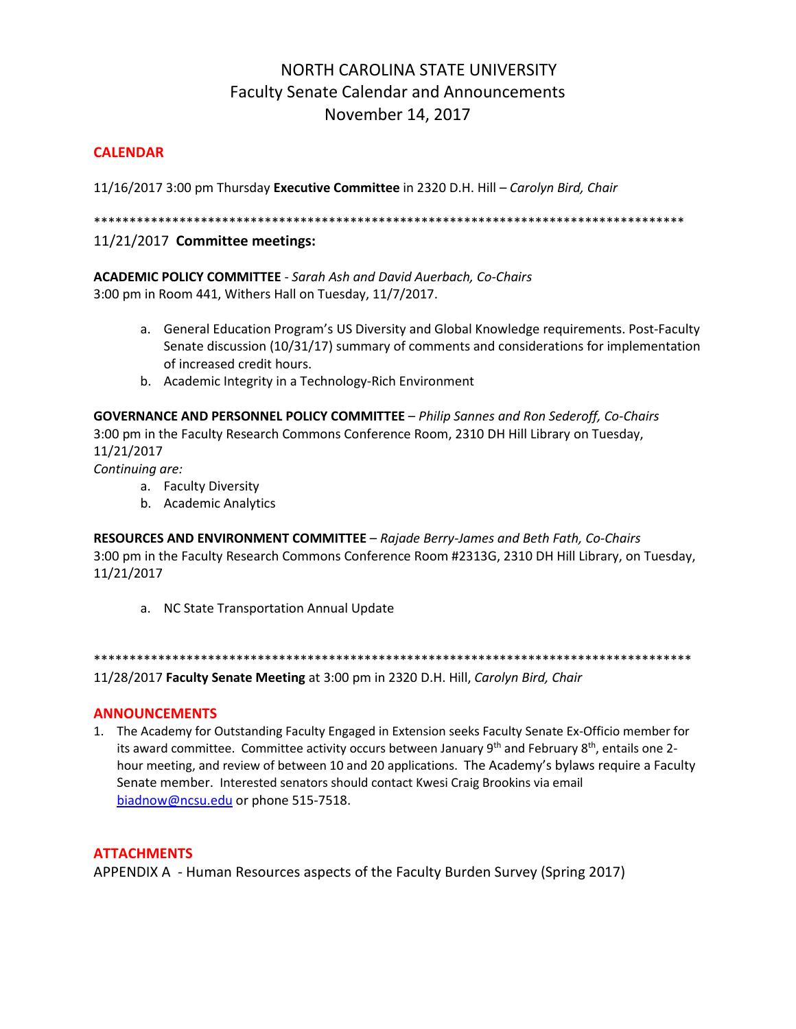# NORTH CAROLINA STATE UNIVERSITY
## Faculty Senate Calendar and Announcements
## November 14, 2017

### CALENDAR

11/16/2017 3:00 pm Thursday **Executive Committee** in 2320 D.H. Hill – *Carolyn Bird, Chair*

*************************************************************************************

11/21/2017 **Committee meetings:**

**ACADEMIC POLICY COMMITTEE** - *Sarah Ash and David Auerbach, Co-Chairs*
3:00 pm in Room 441, Withers Hall on Tuesday, 11/7/2017.

a. General Education Program's US Diversity and Global Knowledge requirements. Post-Faculty Senate discussion (10/31/17) summary of comments and considerations for implementation of increased credit hours.
b. Academic Integrity in a Technology-Rich Environment

**GOVERNANCE AND PERSONNEL POLICY COMMITTEE** – *Philip Sannes and Ron Sederoff, Co-Chairs*
3:00 pm in the Faculty Research Commons Conference Room, 2310 DH Hill Library on Tuesday, 11/21/2017

*Continuing are:*

a. Faculty Diversity
b. Academic Analytics

**RESOURCES AND ENVIRONMENT COMMITTEE** – *Rajade Berry-James and Beth Fath, Co-Chairs*
3:00 pm in the Faculty Research Commons Conference Room #2313G, 2310 DH Hill Library, on Tuesday, 11/21/2017

a. NC State Transportation Annual Update

*************************************************************************************

11/28/2017 **Faculty Senate Meeting** at 3:00 pm in 2320 D.H. Hill, *Carolyn Bird, Chair*

### ANNOUNCEMENTS

1. The Academy for Outstanding Faculty Engaged in Extension seeks Faculty Senate Ex-Officio member for its award committee. Committee activity occurs between January 9th and February 8th, entails one 2-hour meeting, and review of between 10 and 20 applications. The Academy's bylaws require a Faculty Senate member. Interested senators should contact Kwesi Craig Brookins via email biadnow@ncsu.edu or phone 515-7518.

### ATTACHMENTS

APPENDIX A - Human Resources aspects of the Faculty Burden Survey (Spring 2017)